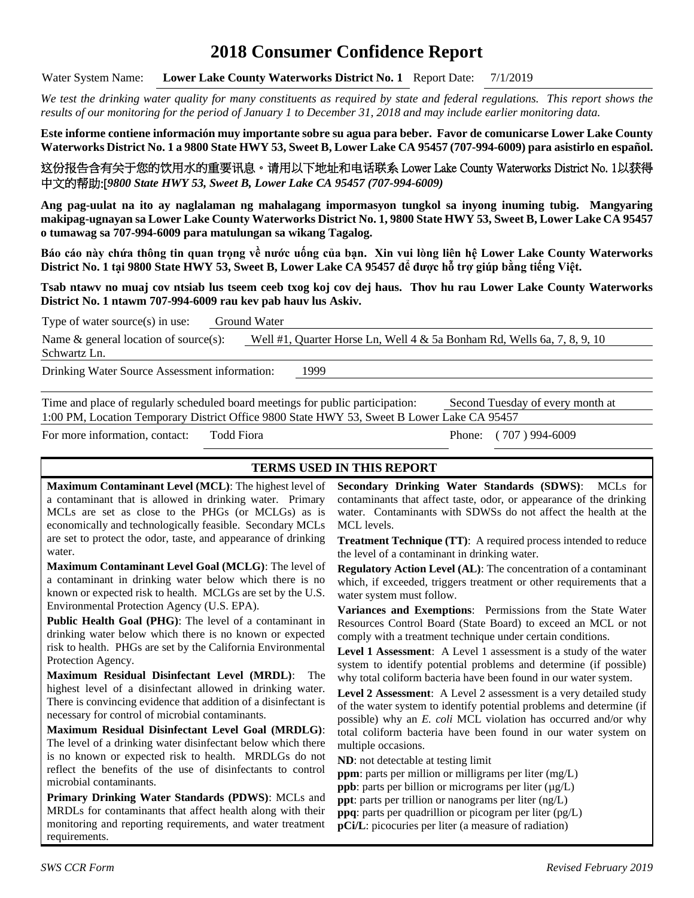# 2018 Consumer Confidence Report

Water System Name: **Lower Lake County Waterworks District No. 1** Report Date: 7/1/2019

*We test the drinking water quality for many constituents as required by state and federal regulations. This report shows the results of our monitoring for the period of January 1 to December 31, 2018 and may include earlier monitoring data.*

**Este informe contiene información muy importante sobre su agua para beber. Favor de comunicarse Lower Lake County Waterworks District No. 1 a 9800 State HWY 53, Sweet B, Lower Lake CA 95457 (707-994-6009) para asistirlo en español.**

**这份报告含有关于您的饮用水的重要讯息。请用以下地址和电话联系 Lower Lake County Waterworks District No. 1以获得中文的帮助:[*9800 State HWY 53, Sweet B, Lower Lake CA 95457 (707-994-6009)***

**Ang pag-uulat na ito ay naglalaman ng mahalagang impormasyon tungkol sa inyong inuming tubig. Mangyaring makipag-ugnayan sa Lower Lake County Waterworks District No. 1, 9800 State HWY 53, Sweet B, Lower Lake CA 95457 o tumawag sa 707-994-6009 para matulungan sa wikang Tagalog.**

**Báo cáo này chứa thông tin quan trọng về nước uống của bạn. Xin vui lòng liên hệ Lower Lake County Waterworks District No. 1 tại 9800 State HWY 53, Sweet B, Lower Lake CA 95457 để được hỗ trợ giúp bằng tiếng Việt.**

**Tsab ntawv no muaj cov ntsiab lus tseem ceeb txog koj cov dej haus. Thov hu rau Lower Lake County Waterworks District No. 1 ntawm 707-994-6009 rau kev pab hauv lus Askiv.**

Type of water source(s) in use: Ground Water

Name & general location of source(s): Well #1, Quarter Horse Ln, Well 4 & 5a Bonham Rd, Wells 6a, 7, 8, 9, 10 Schwartz Ln.

Drinking Water Source Assessment information: 1999

Time and place of regularly scheduled board meetings for public participation: Second Tuesday of every month at 1:00 PM, Location Temporary District Office 9800 State HWY 53, Sweet B Lower Lake CA 95457

For more information, contact: Todd Fiora Phone: ( 707 ) 994-6009

## TERMS USED IN THIS REPORT

**Maximum Contaminant Level (MCL)**: The highest level of a contaminant that is allowed in drinking water. Primary MCLs are set as close to the PHGs (or MCLGs) as is economically and technologically feasible. Secondary MCLs are set to protect the odor, taste, and appearance of drinking water.

**Maximum Contaminant Level Goal (MCLG)**: The level of a contaminant in drinking water below which there is no known or expected risk to health. MCLGs are set by the U.S. Environmental Protection Agency (U.S. EPA).

**Public Health Goal (PHG)**: The level of a contaminant in drinking water below which there is no known or expected risk to health. PHGs are set by the California Environmental Protection Agency.

**Maximum Residual Disinfectant Level (MRDL)**: The highest level of a disinfectant allowed in drinking water. There is convincing evidence that addition of a disinfectant is necessary for control of microbial contaminants.

**Maximum Residual Disinfectant Level Goal (MRDLG)**: The level of a drinking water disinfectant below which there is no known or expected risk to health. MRDLGs do not reflect the benefits of the use of disinfectants to control microbial contaminants.

**Primary Drinking Water Standards (PDWS)**: MCLs and MRDLs for contaminants that affect health along with their monitoring and reporting requirements, and water treatment requirements.

**Secondary Drinking Water Standards (SDWS)**: MCLs for contaminants that affect taste, odor, or appearance of the drinking water. Contaminants with SDWSs do not affect the health at the MCL levels.

**Treatment Technique (TT)**: A required process intended to reduce the level of a contaminant in drinking water.

**Regulatory Action Level (AL)**: The concentration of a contaminant which, if exceeded, triggers treatment or other requirements that a water system must follow.

**Variances and Exemptions**: Permissions from the State Water Resources Control Board (State Board) to exceed an MCL or not comply with a treatment technique under certain conditions.

**Level 1 Assessment**: A Level 1 assessment is a study of the water system to identify potential problems and determine (if possible) why total coliform bacteria have been found in our water system.

**Level 2 Assessment**: A Level 2 assessment is a very detailed study of the water system to identify potential problems and determine (if possible) why an *E. coli* MCL violation has occurred and/or why total coliform bacteria have been found in our water system on multiple occasions.

**ND**: not detectable at testing limit

**ppm**: parts per million or milligrams per liter (mg/L)

**ppb**: parts per billion or micrograms per liter (μg/L)

**ppt**: parts per trillion or nanograms per liter (ng/L)

**ppq**: parts per quadrillion or picogram per liter (pg/L)

**pCi/L**: picocuries per liter (a measure of radiation)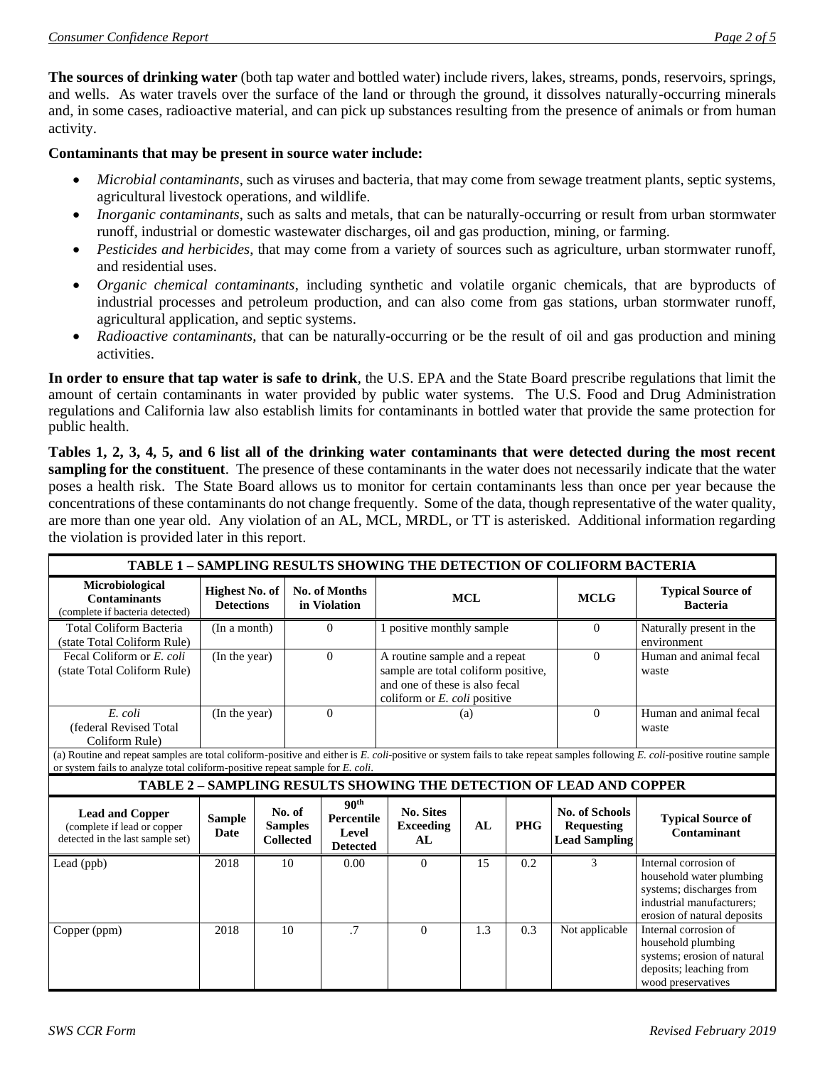**The sources of drinking water** (both tap water and bottled water) include rivers, lakes, streams, ponds, reservoirs, springs, and wells. As water travels over the surface of the land or through the ground, it dissolves naturally-occurring minerals and, in some cases, radioactive material, and can pick up substances resulting from the presence of animals or from human activity.

**Contaminants that may be present in source water include:**

- *Microbial contaminants*, such as viruses and bacteria, that may come from sewage treatment plants, septic systems, agricultural livestock operations, and wildlife.
- *Inorganic contaminants*, such as salts and metals, that can be naturally-occurring or result from urban stormwater runoff, industrial or domestic wastewater discharges, oil and gas production, mining, or farming.
- *Pesticides and herbicides*, that may come from a variety of sources such as agriculture, urban stormwater runoff, and residential uses.
- *Organic chemical contaminants*, including synthetic and volatile organic chemicals, that are byproducts of industrial processes and petroleum production, and can also come from gas stations, urban stormwater runoff, agricultural application, and septic systems.
- *Radioactive contaminants*, that can be naturally-occurring or be the result of oil and gas production and mining activities.

**In order to ensure that tap water is safe to drink**, the U.S. EPA and the State Board prescribe regulations that limit the amount of certain contaminants in water provided by public water systems. The U.S. Food and Drug Administration regulations and California law also establish limits for contaminants in bottled water that provide the same protection for public health.

**Tables 1, 2, 3, 4, 5, and 6 list all of the drinking water contaminants that were detected during the most recent sampling for the constituent**. The presence of these contaminants in the water does not necessarily indicate that the water poses a health risk. The State Board allows us to monitor for certain contaminants less than once per year because the concentrations of these contaminants do not change frequently. Some of the data, though representative of the water quality, are more than one year old. Any violation of an AL, MCL, MRDL, or TT is asterisked. Additional information regarding the violation is provided later in this report.

**TABLE 1 – SAMPLING RESULTS SHOWING THE DETECTION OF COLIFORM BACTERIA**

| Microbiological Contaminants (complete if bacteria detected) | Highest No. of Detections | No. of Months in Violation | MCL | MCLG | Typical Source of Bacteria |
|---|---|---|---|---|---|
| Total Coliform Bacteria (state Total Coliform Rule) | (In a month) | 0 | 1 positive monthly sample | 0 | Naturally present in the environment |
| Fecal Coliform or *E. coli* (state Total Coliform Rule) | (In the year) | 0 | A routine sample and a repeat sample are total coliform positive, and one of these is also fecal coliform or *E. coli* positive | 0 | Human and animal fecal waste |
| *E. coli* (federal Revised Total Coliform Rule) | (In the year) | 0 | (a) | 0 | Human and animal fecal waste |

(a) Routine and repeat samples are total coliform-positive and either is *E. coli*-positive or system fails to take repeat samples following *E. coli*-positive routine sample or system fails to analyze total coliform-positive repeat sample for *E. coli*.

**TABLE 2 – SAMPLING RESULTS SHOWING THE DETECTION OF LEAD AND COPPER**

| Lead and Copper (complete if lead or copper detected in the last sample set) | Sample Date | No. of Samples Collected | 90th Percentile Level Detected | No. Sites Exceeding AL | AL | PHG | No. of Schools Requesting Lead Sampling | Typical Source of Contaminant |
|---|---|---|---|---|---|---|---|---|
| Lead (ppb) | 2018 | 10 | 0.00 | 0 | 15 | 0.2 | 3 | Internal corrosion of household water plumbing systems; discharges from industrial manufacturers; erosion of natural deposits |
| Copper (ppm) | 2018 | 10 | .7 | 0 | 1.3 | 0.3 | Not applicable | Internal corrosion of household plumbing systems; erosion of natural deposits; leaching from wood preservatives |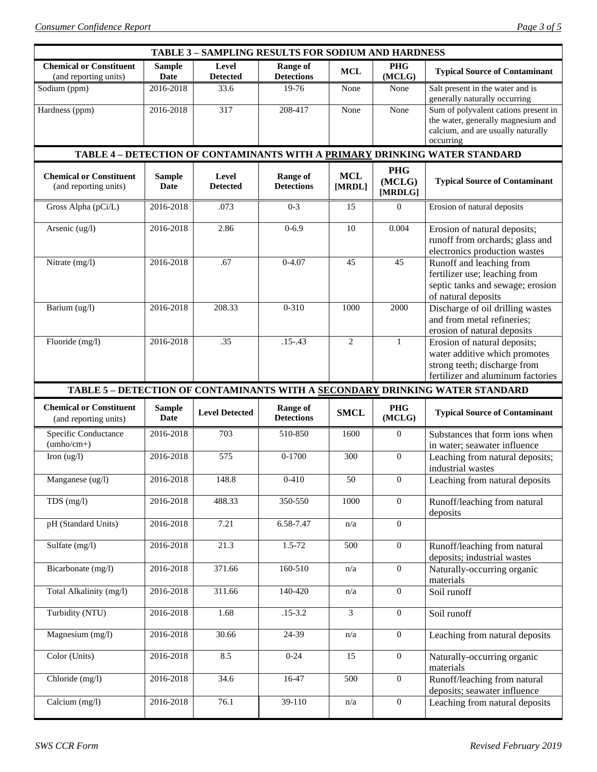| TABLE 3 – SAMPLING RESULTS FOR SODIUM AND HARDNESS | | | | | | |
|---|---|---|---|---|---|---|
| **Chemical or Constituent** (and reporting units) | **Sample Date** | **Level Detected** | **Range of Detections** | **MCL** | **PHG (MCLG)** | **Typical Source of Contaminant** |
| Sodium (ppm) | 2016-2018 | 33.6 | 19-76 | None | None | Salt present in the water and is generally naturally occurring |
| Hardness (ppm) | 2016-2018 | 317 | 208-417 | None | None | Sum of polyvalent cations present in the water, generally magnesium and calcium, and are usually naturally occurring |

| TABLE 4 – DETECTION OF CONTAMINANTS WITH A PRIMARY DRINKING WATER STANDARD | | | | | | |
|---|---|---|---|---|---|---|
| **Chemical or Constituent** (and reporting units) | **Sample Date** | **Level Detected** | **Range of Detections** | **MCL [MRDL]** | **PHG (MCLG) [MRDLG]** | **Typical Source of Contaminant** |
| Gross Alpha (pCi/L) | 2016-2018 | .073 | 0-3 | 15 | 0 | Erosion of natural deposits |
| Arsenic (ug/l) | 2016-2018 | 2.86 | 0-6.9 | 10 | 0.004 | Erosion of natural deposits; runoff from orchards; glass and electronics production wastes |
| Nitrate (mg/l) | 2016-2018 | .67 | 0-4.07 | 45 | 45 | Runoff and leaching from fertilizer use; leaching from septic tanks and sewage; erosion of natural deposits |
| Barium (ug/l) | 2016-2018 | 208.33 | 0-310 | 1000 | 2000 | Discharge of oil drilling wastes and from metal refineries; erosion of natural deposits |
| Fluoride (mg/l) | 2016-2018 | .35 | .15-.43 | 2 | 1 | Erosion of natural deposits; water additive which promotes strong teeth; discharge from fertilizer and aluminum factories |

| TABLE 5 – DETECTION OF CONTAMINANTS WITH A SECONDARY DRINKING WATER STANDARD | | | | | | |
|---|---|---|---|---|---|---|
| **Chemical or Constituent** (and reporting units) | **Sample Date** | **Level Detected** | **Range of Detections** | **SMCL** | **PHG (MCLG)** | **Typical Source of Contaminant** |
| Specific Conductance (umho/cm+) | 2016-2018 | 703 | 510-850 | 1600 | 0 | Substances that form ions when in water; seawater influence |
| Iron (ug/l) | 2016-2018 | 575 | 0-1700 | 300 | 0 | Leaching from natural deposits; industrial wastes |
| Manganese (ug/l) | 2016-2018 | 148.8 | 0-410 | 50 | 0 | Leaching from natural deposits |
| TDS (mg/l) | 2016-2018 | 488.33 | 350-550 | 1000 | 0 | Runoff/leaching from natural deposits |
| pH (Standard Units) | 2016-2018 | 7.21 | 6.58-7.47 | n/a | 0 | |
| Sulfate (mg/l) | 2016-2018 | 21.3 | 1.5-72 | 500 | 0 | Runoff/leaching from natural deposits; industrial wastes |
| Bicarbonate (mg/l) | 2016-2018 | 371.66 | 160-510 | n/a | 0 | Naturally-occurring organic materials |
| Total Alkalinity (mg/l) | 2016-2018 | 311.66 | 140-420 | n/a | 0 | Soil runoff |
| Turbidity (NTU) | 2016-2018 | 1.68 | .15-3.2 | 3 | 0 | Soil runoff |
| Magnesium (mg/l) | 2016-2018 | 30.66 | 24-39 | n/a | 0 | Leaching from natural deposits |
| Color (Units) | 2016-2018 | 8.5 | 0-24 | 15 | 0 | Naturally-occurring organic materials |
| Chloride (mg/l) | 2016-2018 | 34.6 | 16-47 | 500 | 0 | Runoff/leaching from natural deposits; seawater influence |
| Calcium (mg/l) | 2016-2018 | 76.1 | 39-110 | n/a | 0 | Leaching from natural deposits |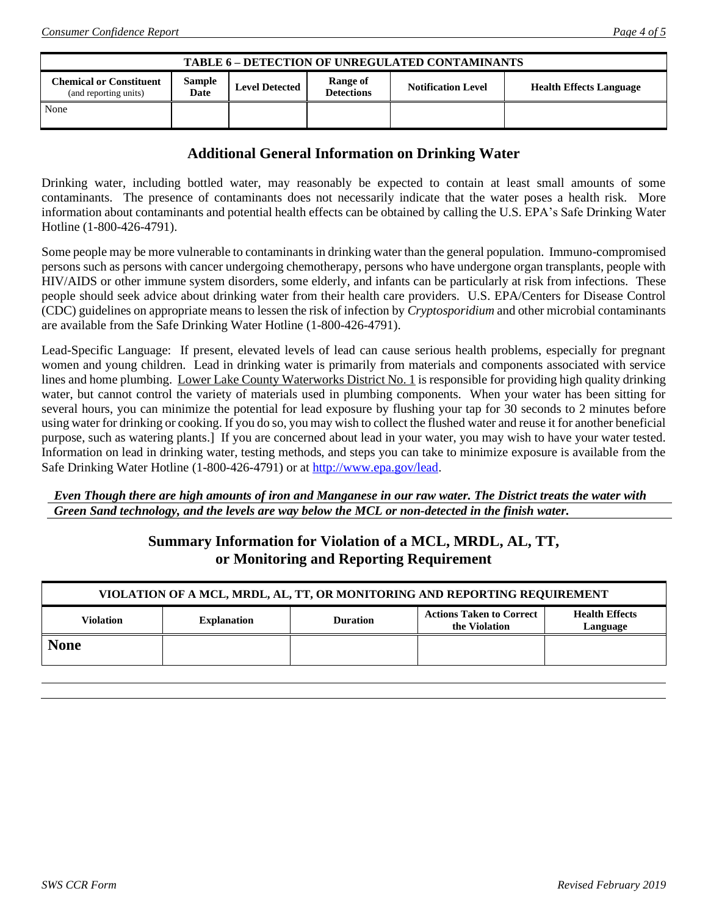| TABLE 6 – DETECTION OF UNREGULATED CONTAMINANTS | | | | | |
|---|---|---|---|---|---|
| **Chemical or Constituent** (and reporting units) | **Sample Date** | **Level Detected** | **Range of Detections** | **Notification Level** | **Health Effects Language** |
| None | | | | | |

## Additional General Information on Drinking Water

Drinking water, including bottled water, may reasonably be expected to contain at least small amounts of some contaminants. The presence of contaminants does not necessarily indicate that the water poses a health risk. More information about contaminants and potential health effects can be obtained by calling the U.S. EPA's Safe Drinking Water Hotline (1-800-426-4791).

Some people may be more vulnerable to contaminants in drinking water than the general population. Immuno-compromised persons such as persons with cancer undergoing chemotherapy, persons who have undergone organ transplants, people with HIV/AIDS or other immune system disorders, some elderly, and infants can be particularly at risk from infections. These people should seek advice about drinking water from their health care providers. U.S. EPA/Centers for Disease Control (CDC) guidelines on appropriate means to lessen the risk of infection by *Cryptosporidium* and other microbial contaminants are available from the Safe Drinking Water Hotline (1-800-426-4791).

Lead-Specific Language: If present, elevated levels of lead can cause serious health problems, especially for pregnant women and young children. Lead in drinking water is primarily from materials and components associated with service lines and home plumbing. Lower Lake County Waterworks District No. 1 is responsible for providing high quality drinking water, but cannot control the variety of materials used in plumbing components. When your water has been sitting for several hours, you can minimize the potential for lead exposure by flushing your tap for 30 seconds to 2 minutes before using water for drinking or cooking. If you do so, you may wish to collect the flushed water and reuse it for another beneficial purpose, such as watering plants.] If you are concerned about lead in your water, you may wish to have your water tested. Information on lead in drinking water, testing methods, and steps you can take to minimize exposure is available from the Safe Drinking Water Hotline (1-800-426-4791) or at http://www.epa.gov/lead.

***Even Though there are high amounts of iron and Manganese in our raw water. The District treats the water with Green Sand technology, and the levels are way below the MCL or non-detected in the finish water.***

## Summary Information for Violation of a MCL, MRDL, AL, TT, or Monitoring and Reporting Requirement

| VIOLATION OF A MCL, MRDL, AL, TT, OR MONITORING AND REPORTING REQUIREMENT | | | | |
|---|---|---|---|---|
| **Violation** | **Explanation** | **Duration** | **Actions Taken to Correct the Violation** | **Health Effects Language** |
| **None** | | | | |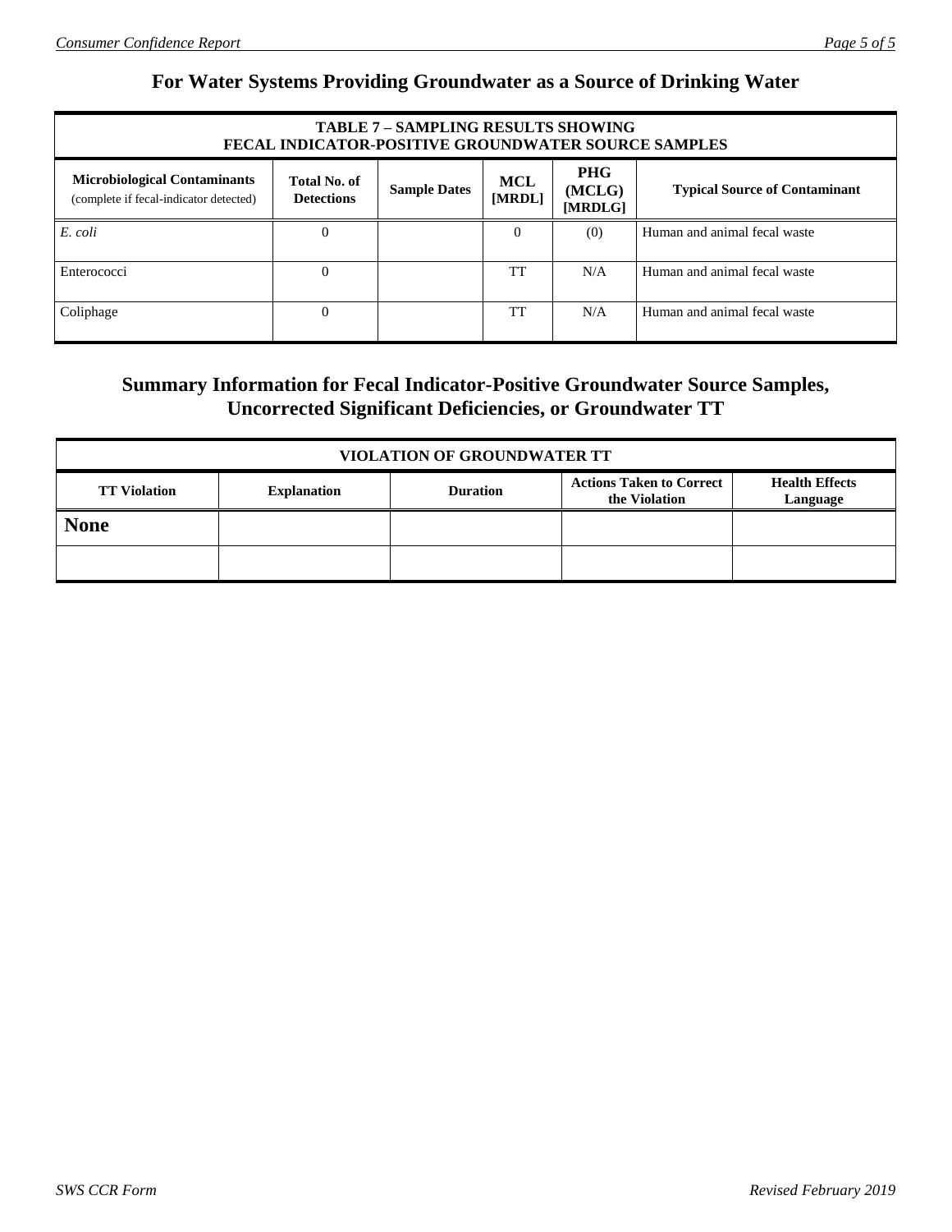## For Water Systems Providing Groundwater as a Source of Drinking Water

| TABLE 7 – SAMPLING RESULTS SHOWING FECAL INDICATOR-POSITIVE GROUNDWATER SOURCE SAMPLES | | | | | |
|---|---|---|---|---|---|
| **Microbiological Contaminants** (complete if fecal-indicator detected) | **Total No. of Detections** | **Sample Dates** | **MCL [MRDL]** | **PHG (MCLG) [MRDLG]** | **Typical Source of Contaminant** |
| *E. coli* | 0 | | 0 | (0) | Human and animal fecal waste |
| Enterococci | 0 | | TT | N/A | Human and animal fecal waste |
| Coliphage | 0 | | TT | N/A | Human and animal fecal waste |

## Summary Information for Fecal Indicator-Positive Groundwater Source Samples, Uncorrected Significant Deficiencies, or Groundwater TT

| VIOLATION OF GROUNDWATER TT | | | | |
|---|---|---|---|---|
| **TT Violation** | **Explanation** | **Duration** | **Actions Taken to Correct the Violation** | **Health Effects Language** |
| **None** | | | | |
| | | | | |